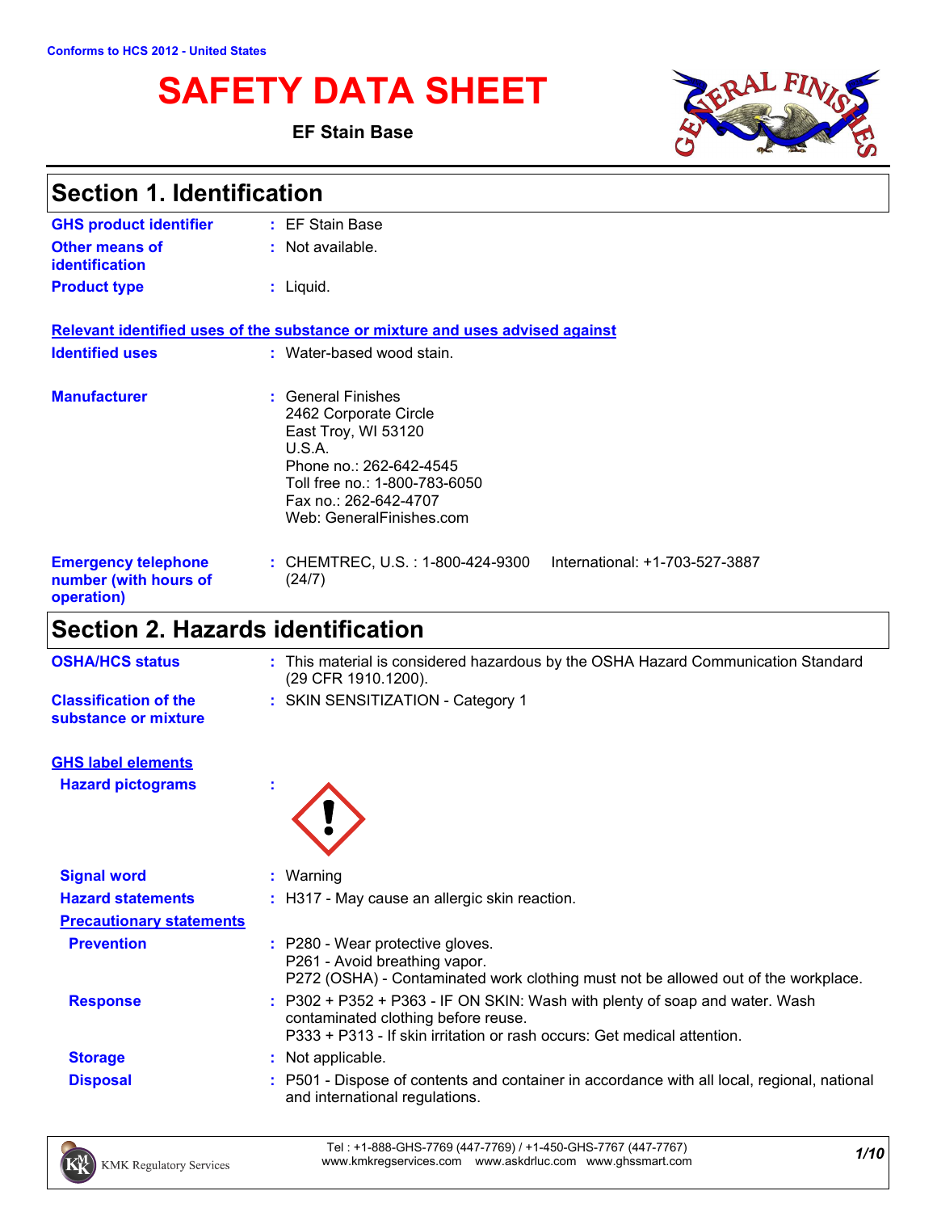Conforms to HCS 2012 - United States

# SAFETY DATA SHEET

**EF Stain Base**

## Section 1. Identification

| | | |
|---|---|---|
| **GHS product identifier** | : | EF Stain Base |
| **Other means of identification** | : | Not available. |
| **Product type** | : | Liquid. |

**Relevant identified uses of the substance or mixture and uses advised against**

| | | |
|---|---|---|
| **Identified uses** | : | Water-based wood stain. |
| **Manufacturer** | : | General Finishes<br>2462 Corporate Circle<br>East Troy, WI 53120<br>U.S.A.<br>Phone no.: 262-642-4545<br>Toll free no.: 1-800-783-6050<br>Fax no.: 262-642-4707<br>Web: GeneralFinishes.com |
| **Emergency telephone number (with hours of operation)** | : | CHEMTREC, U.S. : 1-800-424-9300 International: +1-703-527-3887 (24/7) |

## Section 2. Hazards identification

| | | |
|---|---|---|
| **OSHA/HCS status** | : | This material is considered hazardous by the OSHA Hazard Communication Standard (29 CFR 1910.1200). |
| **Classification of the substance or mixture** | : | SKIN SENSITIZATION - Category 1 |

**GHS label elements**

| | | |
|---|---|---|
| **Hazard pictograms** | : | |
| **Signal word** | : | Warning |
| **Hazard statements** | : | H317 - May cause an allergic skin reaction. |

**Precautionary statements**

| | | |
|---|---|---|
| **Prevention** | : | P280 - Wear protective gloves.<br>P261 - Avoid breathing vapor.<br>P272 (OSHA) - Contaminated work clothing must not be allowed out of the workplace. |
| **Response** | : | P302 + P352 + P363 - IF ON SKIN: Wash with plenty of soap and water. Wash contaminated clothing before reuse.<br>P333 + P313 - If skin irritation or rash occurs: Get medical attention. |
| **Storage** | : | Not applicable. |
| **Disposal** | : | P501 - Dispose of contents and container in accordance with all local, regional, national and international regulations. |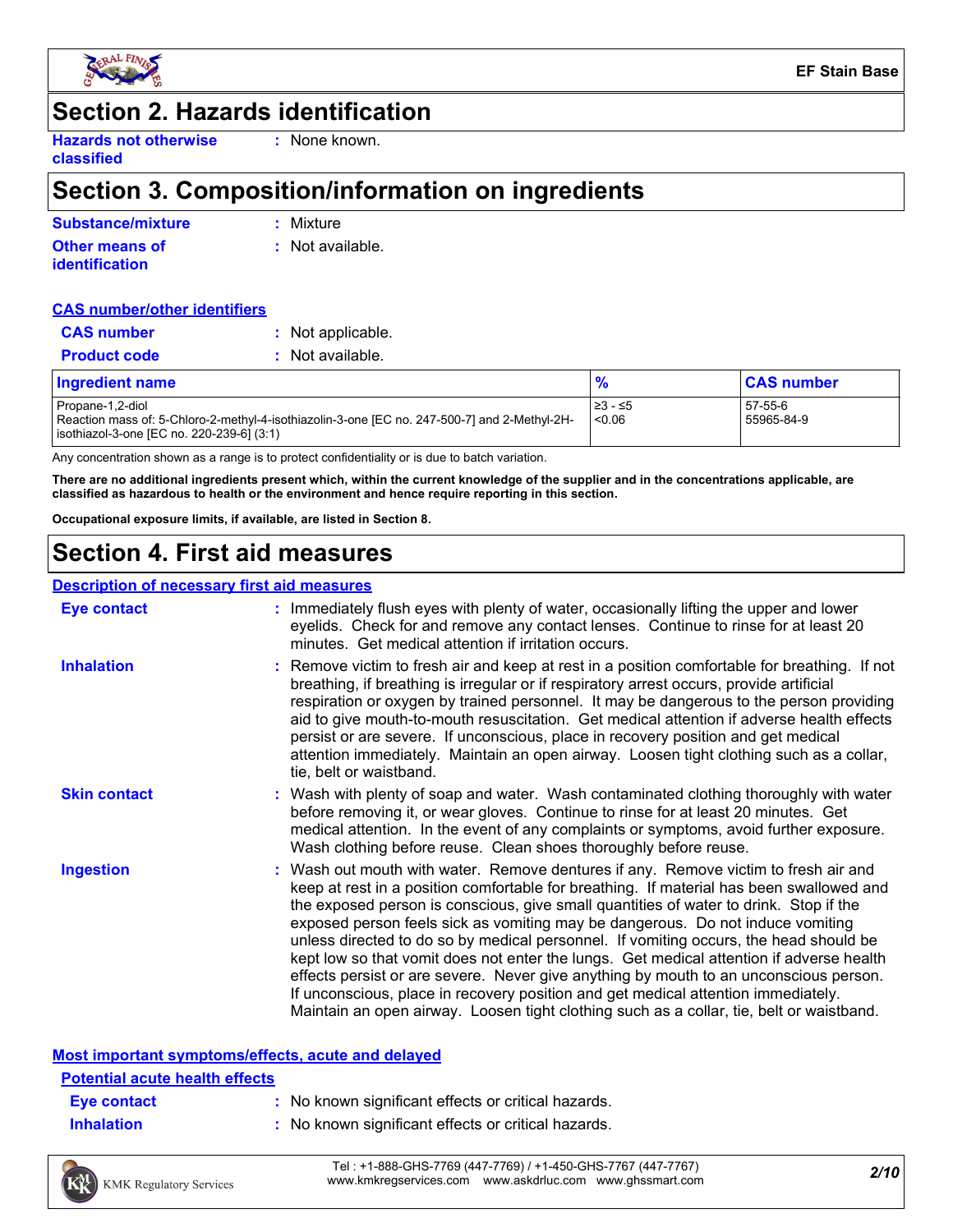## Section 2. Hazards identification

**Hazards not otherwise classified** : None known.

## Section 3. Composition/information on ingredients

**Substance/mixture** : Mixture

**Other means of identification** : Not available.

### CAS number/other identifiers

**CAS number** : Not applicable.

**Product code** : Not available.

| Ingredient name | % | CAS number |
|---|---|---|
| Propane-1,2-diol | ≥3 - ≤5 | 57-55-6 |
| Reaction mass of: 5-Chloro-2-methyl-4-isothiazolin-3-one [EC no. 247-500-7] and 2-Methyl-2H-isothiazol-3-one [EC no. 220-239-6] (3:1) | <0.06 | 55965-84-9 |

Any concentration shown as a range is to protect confidentiality or is due to batch variation.

**There are no additional ingredients present which, within the current knowledge of the supplier and in the concentrations applicable, are classified as hazardous to health or the environment and hence require reporting in this section.**

**Occupational exposure limits, if available, are listed in Section 8.**

## Section 4. First aid measures

### Description of necessary first aid measures

**Eye contact** : Immediately flush eyes with plenty of water, occasionally lifting the upper and lower eyelids. Check for and remove any contact lenses. Continue to rinse for at least 20 minutes. Get medical attention if irritation occurs.

**Inhalation** : Remove victim to fresh air and keep at rest in a position comfortable for breathing. If not breathing, if breathing is irregular or if respiratory arrest occurs, provide artificial respiration or oxygen by trained personnel. It may be dangerous to the person providing aid to give mouth-to-mouth resuscitation. Get medical attention if adverse health effects persist or are severe. If unconscious, place in recovery position and get medical attention immediately. Maintain an open airway. Loosen tight clothing such as a collar, tie, belt or waistband.

**Skin contact** : Wash with plenty of soap and water. Wash contaminated clothing thoroughly with water before removing it, or wear gloves. Continue to rinse for at least 20 minutes. Get medical attention. In the event of any complaints or symptoms, avoid further exposure. Wash clothing before reuse. Clean shoes thoroughly before reuse.

**Ingestion** : Wash out mouth with water. Remove dentures if any. Remove victim to fresh air and keep at rest in a position comfortable for breathing. If material has been swallowed and the exposed person is conscious, give small quantities of water to drink. Stop if the exposed person feels sick as vomiting may be dangerous. Do not induce vomiting unless directed to do so by medical personnel. If vomiting occurs, the head should be kept low so that vomit does not enter the lungs. Get medical attention if adverse health effects persist or are severe. Never give anything by mouth to an unconscious person. If unconscious, place in recovery position and get medical attention immediately. Maintain an open airway. Loosen tight clothing such as a collar, tie, belt or waistband.

### Most important symptoms/effects, acute and delayed

#### Potential acute health effects

**Eye contact** : No known significant effects or critical hazards.

**Inhalation** : No known significant effects or critical hazards.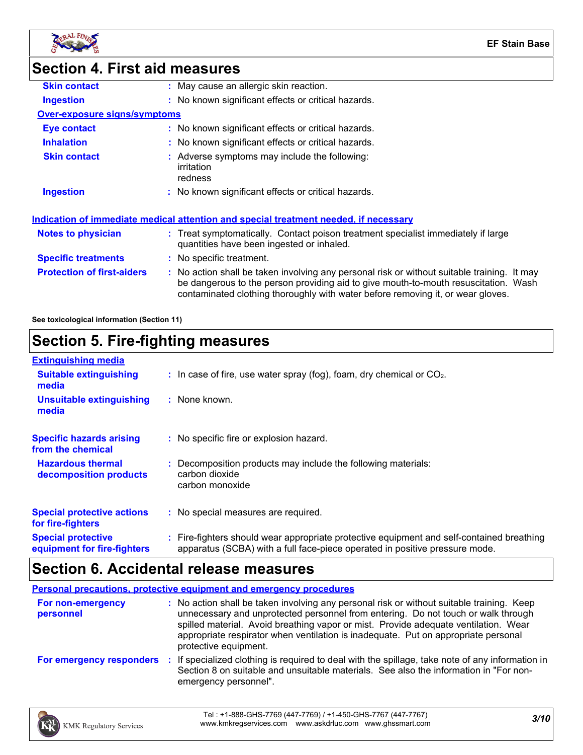## Section 4. First aid measures

| | |
|---|---|
| **Skin contact** | May cause an allergic skin reaction. |
| **Ingestion** | No known significant effects or critical hazards. |

**Over-exposure signs/symptoms**

| | |
|---|---|
| **Eye contact** | No known significant effects or critical hazards. |
| **Inhalation** | No known significant effects or critical hazards. |
| **Skin contact** | Adverse symptoms may include the following:<br>irritation<br>redness |
| **Ingestion** | No known significant effects or critical hazards. |

**Indication of immediate medical attention and special treatment needed, if necessary**

| | |
|---|---|
| **Notes to physician** | Treat symptomatically. Contact poison treatment specialist immediately if large quantities have been ingested or inhaled. |
| **Specific treatments** | No specific treatment. |
| **Protection of first-aiders** | No action shall be taken involving any personal risk or without suitable training. It may be dangerous to the person providing aid to give mouth-to-mouth resuscitation. Wash contaminated clothing thoroughly with water before removing it, or wear gloves. |

**See toxicological information (Section 11)**

## Section 5. Fire-fighting measures

**Extinguishing media**

| | |
|---|---|
| **Suitable extinguishing media** | In case of fire, use water spray (fog), foam, dry chemical or $CO_2$. |
| **Unsuitable extinguishing media** | None known. |

| | |
|---|---|
| **Specific hazards arising from the chemical** | No specific fire or explosion hazard. |
| **Hazardous thermal decomposition products** | Decomposition products may include the following materials:<br>carbon dioxide<br>carbon monoxide |
| **Special protective actions for fire-fighters** | No special measures are required. |
| **Special protective equipment for fire-fighters** | Fire-fighters should wear appropriate protective equipment and self-contained breathing apparatus (SCBA) with a full face-piece operated in positive pressure mode. |

## Section 6. Accidental release measures

**Personal precautions, protective equipment and emergency procedures**

| | |
|---|---|
| **For non-emergency personnel** | No action shall be taken involving any personal risk or without suitable training. Keep unnecessary and unprotected personnel from entering. Do not touch or walk through spilled material. Avoid breathing vapor or mist. Provide adequate ventilation. Wear appropriate respirator when ventilation is inadequate. Put on appropriate personal protective equipment. |
| **For emergency responders** | If specialized clothing is required to deal with the spillage, take note of any information in Section 8 on suitable and unsuitable materials. See also the information in "For non-emergency personnel". |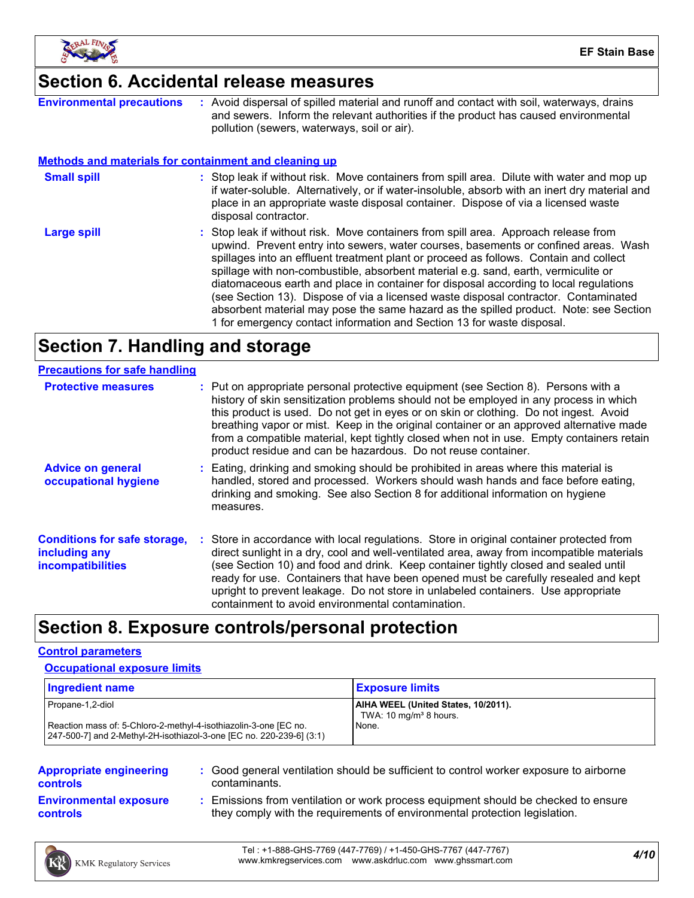## Section 6. Accidental release measures

**Environmental precautions** : Avoid dispersal of spilled material and runoff and contact with soil, waterways, drains and sewers. Inform the relevant authorities if the product has caused environmental pollution (sewers, waterways, soil or air).

### Methods and materials for containment and cleaning up

**Small spill** : Stop leak if without risk. Move containers from spill area. Dilute with water and mop up if water-soluble. Alternatively, or if water-insoluble, absorb with an inert dry material and place in an appropriate waste disposal container. Dispose of via a licensed waste disposal contractor.

**Large spill** : Stop leak if without risk. Move containers from spill area. Approach release from upwind. Prevent entry into sewers, water courses, basements or confined areas. Wash spillages into an effluent treatment plant or proceed as follows. Contain and collect spillage with non-combustible, absorbent material e.g. sand, earth, vermiculite or diatomaceous earth and place in container for disposal according to local regulations (see Section 13). Dispose of via a licensed waste disposal contractor. Contaminated absorbent material may pose the same hazard as the spilled product. Note: see Section 1 for emergency contact information and Section 13 for waste disposal.

## Section 7. Handling and storage

### Precautions for safe handling

**Protective measures** : Put on appropriate personal protective equipment (see Section 8). Persons with a history of skin sensitization problems should not be employed in any process in which this product is used. Do not get in eyes or on skin or clothing. Do not ingest. Avoid breathing vapor or mist. Keep in the original container or an approved alternative made from a compatible material, kept tightly closed when not in use. Empty containers retain product residue and can be hazardous. Do not reuse container.

**Advice on general occupational hygiene** : Eating, drinking and smoking should be prohibited in areas where this material is handled, stored and processed. Workers should wash hands and face before eating, drinking and smoking. See also Section 8 for additional information on hygiene measures.

**Conditions for safe storage, including any incompatibilities** : Store in accordance with local regulations. Store in original container protected from direct sunlight in a dry, cool and well-ventilated area, away from incompatible materials (see Section 10) and food and drink. Keep container tightly closed and sealed until ready for use. Containers that have been opened must be carefully resealed and kept upright to prevent leakage. Do not store in unlabeled containers. Use appropriate containment to avoid environmental contamination.

## Section 8. Exposure controls/personal protection

### Control parameters

#### Occupational exposure limits

| Ingredient name | Exposure limits |
|---|---|
| Propane-1,2-diol | **AIHA WEEL (United States, 10/2011).** TWA: 10 mg/m³ 8 hours. |
| Reaction mass of: 5-Chloro-2-methyl-4-isothiazolin-3-one [EC no. 247-500-7] and 2-Methyl-2H-isothiazol-3-one [EC no. 220-239-6] (3:1) | None. |

**Appropriate engineering controls** : Good general ventilation should be sufficient to control worker exposure to airborne contaminants.

**Environmental exposure controls** : Emissions from ventilation or work process equipment should be checked to ensure they comply with the requirements of environmental protection legislation.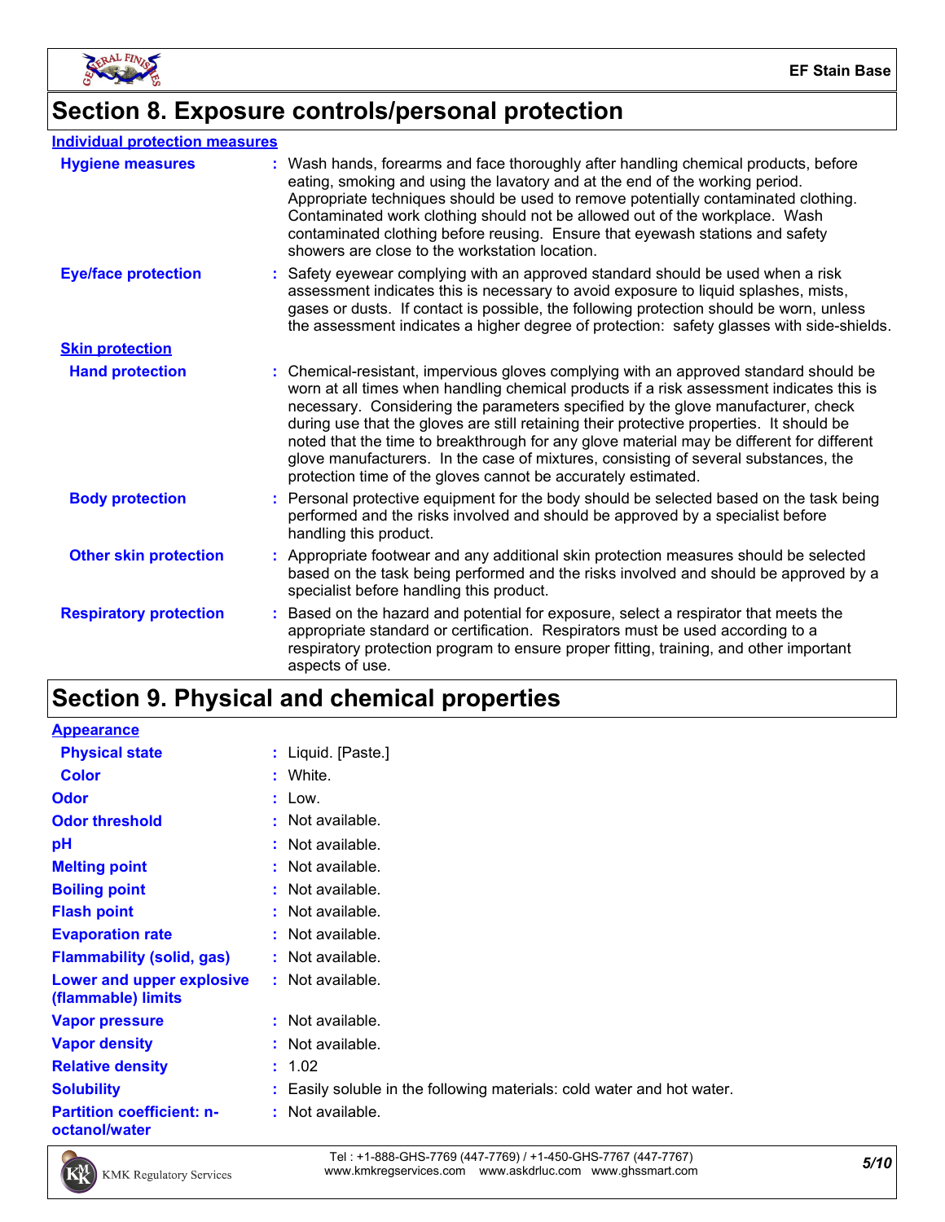## Section 8. Exposure controls/personal protection

**Individual protection measures**

**Hygiene measures** : Wash hands, forearms and face thoroughly after handling chemical products, before eating, smoking and using the lavatory and at the end of the working period. Appropriate techniques should be used to remove potentially contaminated clothing. Contaminated work clothing should not be allowed out of the workplace. Wash contaminated clothing before reusing. Ensure that eyewash stations and safety showers are close to the workstation location.

**Eye/face protection** : Safety eyewear complying with an approved standard should be used when a risk assessment indicates this is necessary to avoid exposure to liquid splashes, mists, gases or dusts. If contact is possible, the following protection should be worn, unless the assessment indicates a higher degree of protection: safety glasses with side-shields.

**Skin protection**

**Hand protection** : Chemical-resistant, impervious gloves complying with an approved standard should be worn at all times when handling chemical products if a risk assessment indicates this is necessary. Considering the parameters specified by the glove manufacturer, check during use that the gloves are still retaining their protective properties. It should be noted that the time to breakthrough for any glove material may be different for different glove manufacturers. In the case of mixtures, consisting of several substances, the protection time of the gloves cannot be accurately estimated.

**Body protection** : Personal protective equipment for the body should be selected based on the task being performed and the risks involved and should be approved by a specialist before handling this product.

**Other skin protection** : Appropriate footwear and any additional skin protection measures should be selected based on the task being performed and the risks involved and should be approved by a specialist before handling this product.

**Respiratory protection** : Based on the hazard and potential for exposure, select a respirator that meets the appropriate standard or certification. Respirators must be used according to a respiratory protection program to ensure proper fitting, training, and other important aspects of use.

## Section 9. Physical and chemical properties

**Appearance**

**Physical state** : Liquid. [Paste.]

**Color** : White.

**Odor** : Low.

**Odor threshold** : Not available.

**pH** : Not available.

**Melting point** : Not available.

**Boiling point** : Not available.

**Flash point** : Not available.

**Evaporation rate** : Not available.

**Flammability (solid, gas)** : Not available.

**Lower and upper explosive (flammable) limits** : Not available.

**Vapor pressure** : Not available.

**Vapor density** : Not available.

**Relative density** : 1.02

**Solubility** : Easily soluble in the following materials: cold water and hot water.

**Partition coefficient: n-octanol/water** : Not available.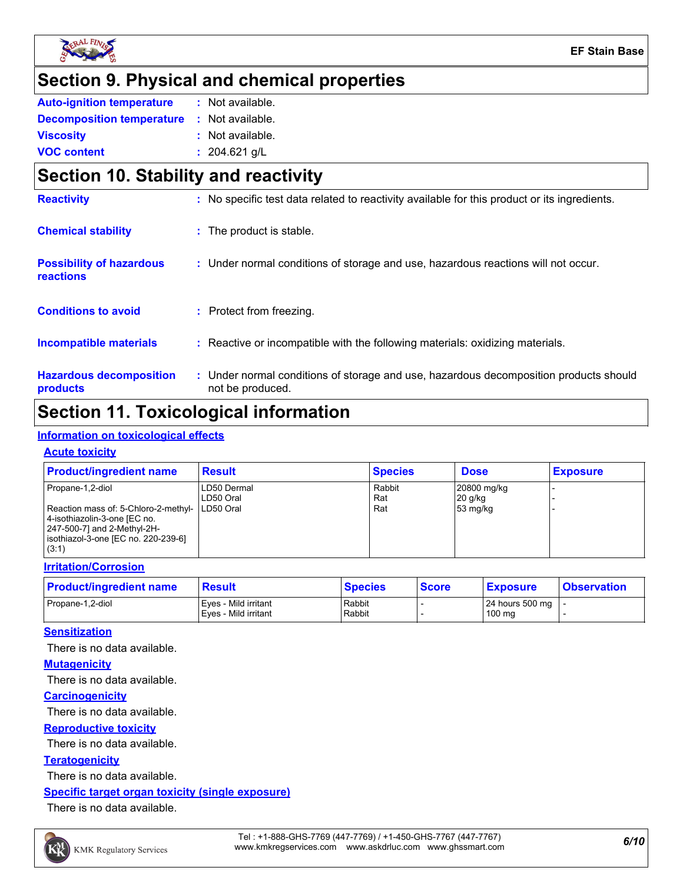## Section 9. Physical and chemical properties

**Auto-ignition temperature** : Not available.

**Decomposition temperature** : Not available.

**Viscosity** : Not available.

**VOC content** : 204.621 g/L

## Section 10. Stability and reactivity

**Reactivity** : No specific test data related to reactivity available for this product or its ingredients.

**Chemical stability** : The product is stable.

**Possibility of hazardous reactions** : Under normal conditions of storage and use, hazardous reactions will not occur.

**Conditions to avoid** : Protect from freezing.

**Incompatible materials** : Reactive or incompatible with the following materials: oxidizing materials.

**Hazardous decomposition products** : Under normal conditions of storage and use, hazardous decomposition products should not be produced.

## Section 11. Toxicological information

### Information on toxicological effects

#### Acute toxicity

| Product/ingredient name | Result | Species | Dose | Exposure |
|---|---|---|---|---|
| Propane-1,2-diol | LD50 Dermal | Rabbit | 20800 mg/kg | - |
| | LD50 Oral | Rat | 20 g/kg | - |
| Reaction mass of: 5-Chloro-2-methyl-4-isothiazolin-3-one [EC no. 247-500-7] and 2-Methyl-2H-isothiazol-3-one [EC no. 220-239-6] (3:1) | LD50 Oral | Rat | 53 mg/kg | - |

#### Irritation/Corrosion

| Product/ingredient name | Result | Species | Score | Exposure | Observation |
|---|---|---|---|---|---|
| Propane-1,2-diol | Eyes - Mild irritant | Rabbit | - | 24 hours 500 mg | - |
| | Eyes - Mild irritant | Rabbit | - | 100 mg | - |

#### Sensitization

There is no data available.

#### Mutagenicity

There is no data available.

#### Carcinogenicity

There is no data available.

#### Reproductive toxicity

There is no data available.

#### Teratogenicity

There is no data available.

#### Specific target organ toxicity (single exposure)

There is no data available.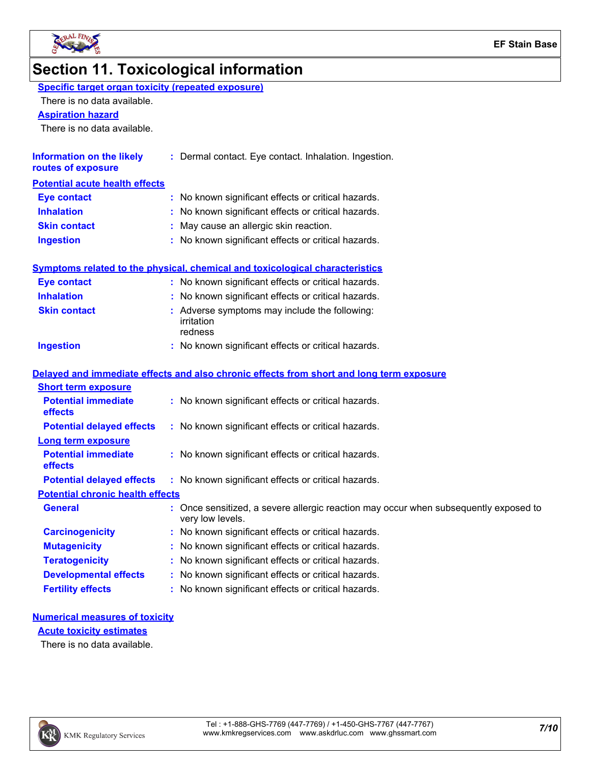# Section 11. Toxicological information

### Specific target organ toxicity (repeated exposure)

There is no data available.

### Aspiration hazard

There is no data available.

**Information on the likely routes of exposure** : Dermal contact. Eye contact. Inhalation. Ingestion.

### Potential acute health effects

| | |
|---|---|
| **Eye contact** | : No known significant effects or critical hazards. |
| **Inhalation** | : No known significant effects or critical hazards. |
| **Skin contact** | : May cause an allergic skin reaction. |
| **Ingestion** | : No known significant effects or critical hazards. |

### Symptoms related to the physical, chemical and toxicological characteristics

| | |
|---|---|
| **Eye contact** | : No known significant effects or critical hazards. |
| **Inhalation** | : No known significant effects or critical hazards. |
| **Skin contact** | : Adverse symptoms may include the following: irritation redness |
| **Ingestion** | : No known significant effects or critical hazards. |

### Delayed and immediate effects and also chronic effects from short and long term exposure

#### Short term exposure

| | |
|---|---|
| **Potential immediate effects** | : No known significant effects or critical hazards. |
| **Potential delayed effects** | : No known significant effects or critical hazards. |

#### Long term exposure

| | |
|---|---|
| **Potential immediate effects** | : No known significant effects or critical hazards. |
| **Potential delayed effects** | : No known significant effects or critical hazards. |

#### Potential chronic health effects

| | |
|---|---|
| **General** | : Once sensitized, a severe allergic reaction may occur when subsequently exposed to very low levels. |
| **Carcinogenicity** | : No known significant effects or critical hazards. |
| **Mutagenicity** | : No known significant effects or critical hazards. |
| **Teratogenicity** | : No known significant effects or critical hazards. |
| **Developmental effects** | : No known significant effects or critical hazards. |
| **Fertility effects** | : No known significant effects or critical hazards. |

### Numerical measures of toxicity

#### Acute toxicity estimates

There is no data available.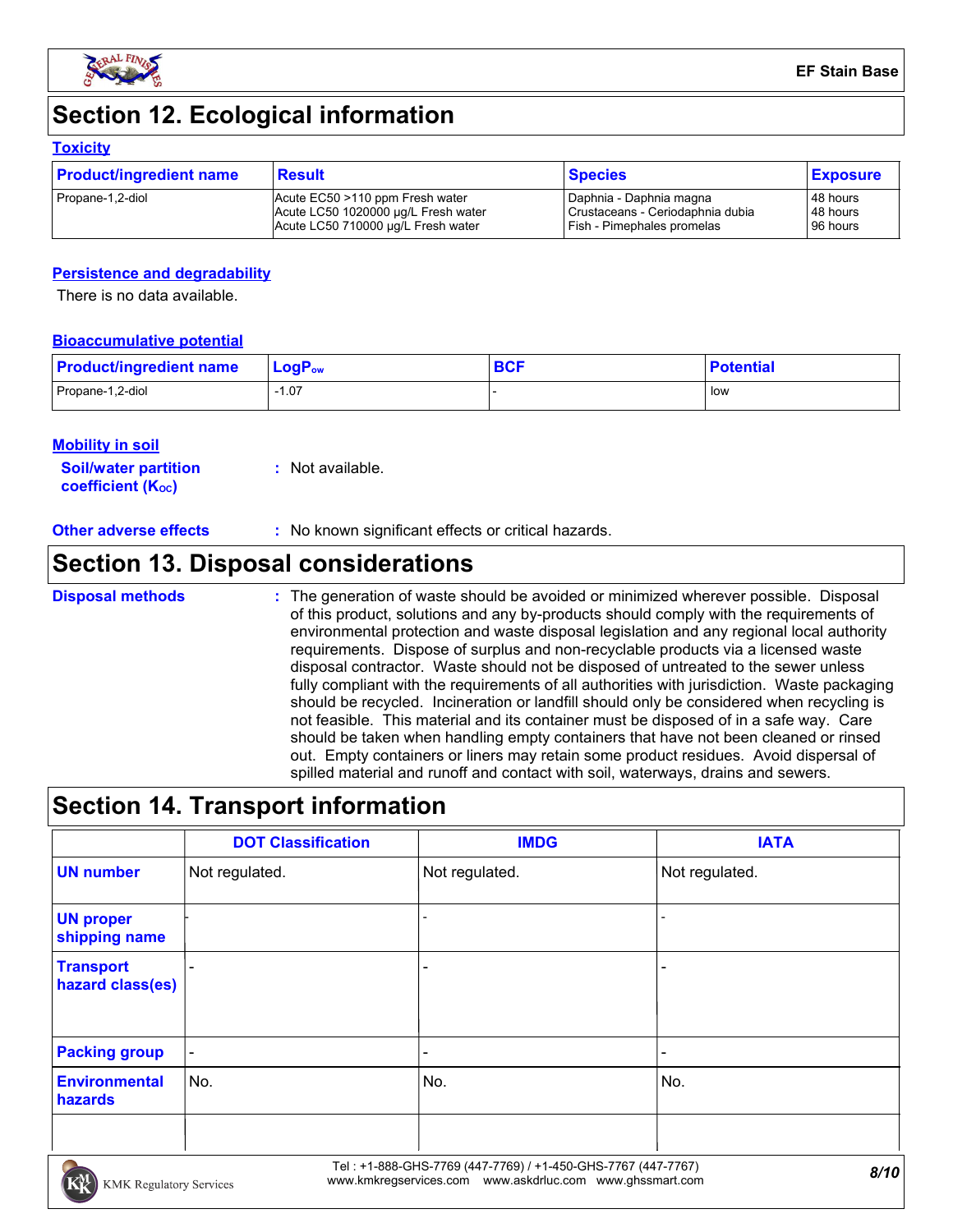## Section 12. Ecological information

### Toxicity

| Product/ingredient name | Result | Species | Exposure |
|---|---|---|---|
| Propane-1,2-diol | Acute EC50 >110 ppm Fresh water<br>Acute LC50 1020000 µg/L Fresh water<br>Acute LC50 710000 µg/L Fresh water | Daphnia - Daphnia magna<br>Crustaceans - Ceriodaphnia dubia<br>Fish - Pimephales promelas | 48 hours<br>48 hours<br>96 hours |

### Persistence and degradability

There is no data available.

### Bioaccumulative potential

| Product/ingredient name | $LogP_{ow}$ | BCF | Potential |
|---|---|---|---|
| Propane-1,2-diol | -1.07 | - | low |

### Mobility in soil

**Soil/water partition coefficient ($K_{OC}$)** : Not available.

**Other adverse effects** : No known significant effects or critical hazards.

## Section 13. Disposal considerations

**Disposal methods** : The generation of waste should be avoided or minimized wherever possible. Disposal of this product, solutions and any by-products should comply with the requirements of environmental protection and waste disposal legislation and any regional local authority requirements. Dispose of surplus and non-recyclable products via a licensed waste disposal contractor. Waste should not be disposed of untreated to the sewer unless fully compliant with the requirements of all authorities with jurisdiction. Waste packaging should be recycled. Incineration or landfill should only be considered when recycling is not feasible. This material and its container must be disposed of in a safe way. Care should be taken when handling empty containers that have not been cleaned or rinsed out. Empty containers or liners may retain some product residues. Avoid dispersal of spilled material and runoff and contact with soil, waterways, drains and sewers.

## Section 14. Transport information

| | DOT Classification | IMDG | IATA |
|---|---|---|---|
| UN number | Not regulated. | Not regulated. | Not regulated. |
| UN proper shipping name | - | - | - |
| Transport hazard class(es) | - | - | - |
| Packing group | - | - | - |
| Environmental hazards | No. | No. | No. |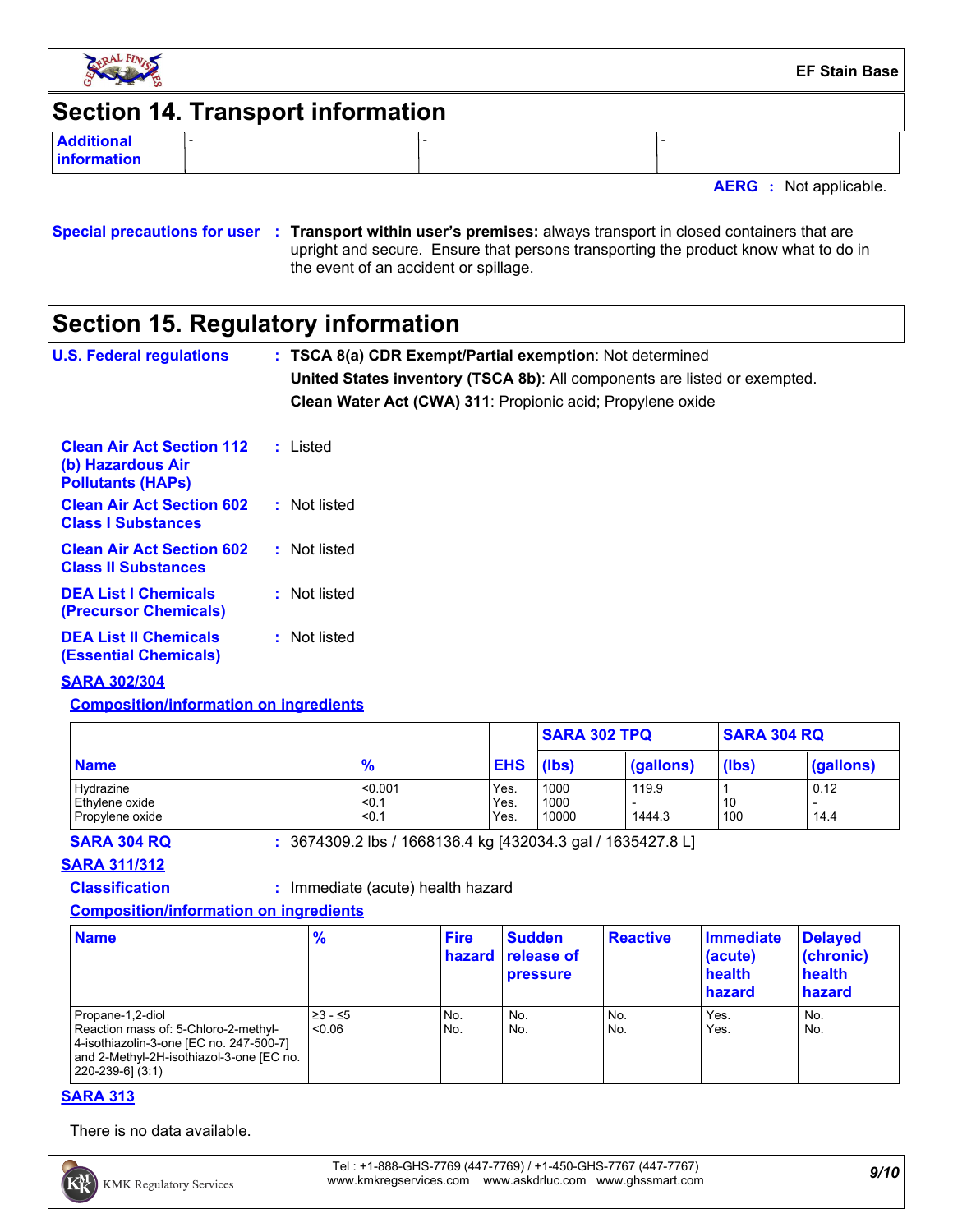## Section 14. Transport information

| Additional information | - | - | - |
|---|---|---|---|

**AERG** : Not applicable.

**Special precautions for user** : **Transport within user's premises:** always transport in closed containers that are upright and secure. Ensure that persons transporting the product know what to do in the event of an accident or spillage.

## Section 15. Regulatory information

**U.S. Federal regulations** : **TSCA 8(a) CDR Exempt/Partial exemption**: Not determined

**United States inventory (TSCA 8b)**: All components are listed or exempted.

**Clean Water Act (CWA) 311**: Propionic acid; Propylene oxide

**Clean Air Act Section 112 (b) Hazardous Air Pollutants (HAPs)** : Listed

**Clean Air Act Section 602 Class I Substances** : Not listed

**Clean Air Act Section 602 Class II Substances** : Not listed

**DEA List I Chemicals (Precursor Chemicals)** : Not listed

**DEA List II Chemicals (Essential Chemicals)** : Not listed

### SARA 302/304

**Composition/information on ingredients**

| | | | SARA 302 TPQ | | SARA 304 RQ | |
|---|---|---|---|---|---|---|
| **Name** | **%** | **EHS** | **(lbs)** | **(gallons)** | **(lbs)** | **(gallons)** |
| Hydrazine | <0.001 | Yes. | 1000 | 119.9 | 1 | 0.12 |
| Ethylene oxide | <0.1 | Yes. | 1000 | - | 10 | - |
| Propylene oxide | <0.1 | Yes. | 10000 | 1444.3 | 100 | 14.4 |

**SARA 304 RQ** : 3674309.2 lbs / 1668136.4 kg [432034.3 gal / 1635427.8 L]

### SARA 311/312

**Classification** : Immediate (acute) health hazard

**Composition/information on ingredients**

| Name | % | Fire hazard | Sudden release of pressure | Reactive | Immediate (acute) health hazard | Delayed (chronic) health hazard |
|---|---|---|---|---|---|---|
| Propane-1,2-diol | ≥3 - ≤5 | No. | No. | No. | Yes. | No. |
| Reaction mass of: 5-Chloro-2-methyl-4-isothiazolin-3-one [EC no. 247-500-7] and 2-Methyl-2H-isothiazol-3-one [EC no. 220-239-6] (3:1) | <0.06 | No. | No. | No. | Yes. | No. |

### SARA 313

There is no data available.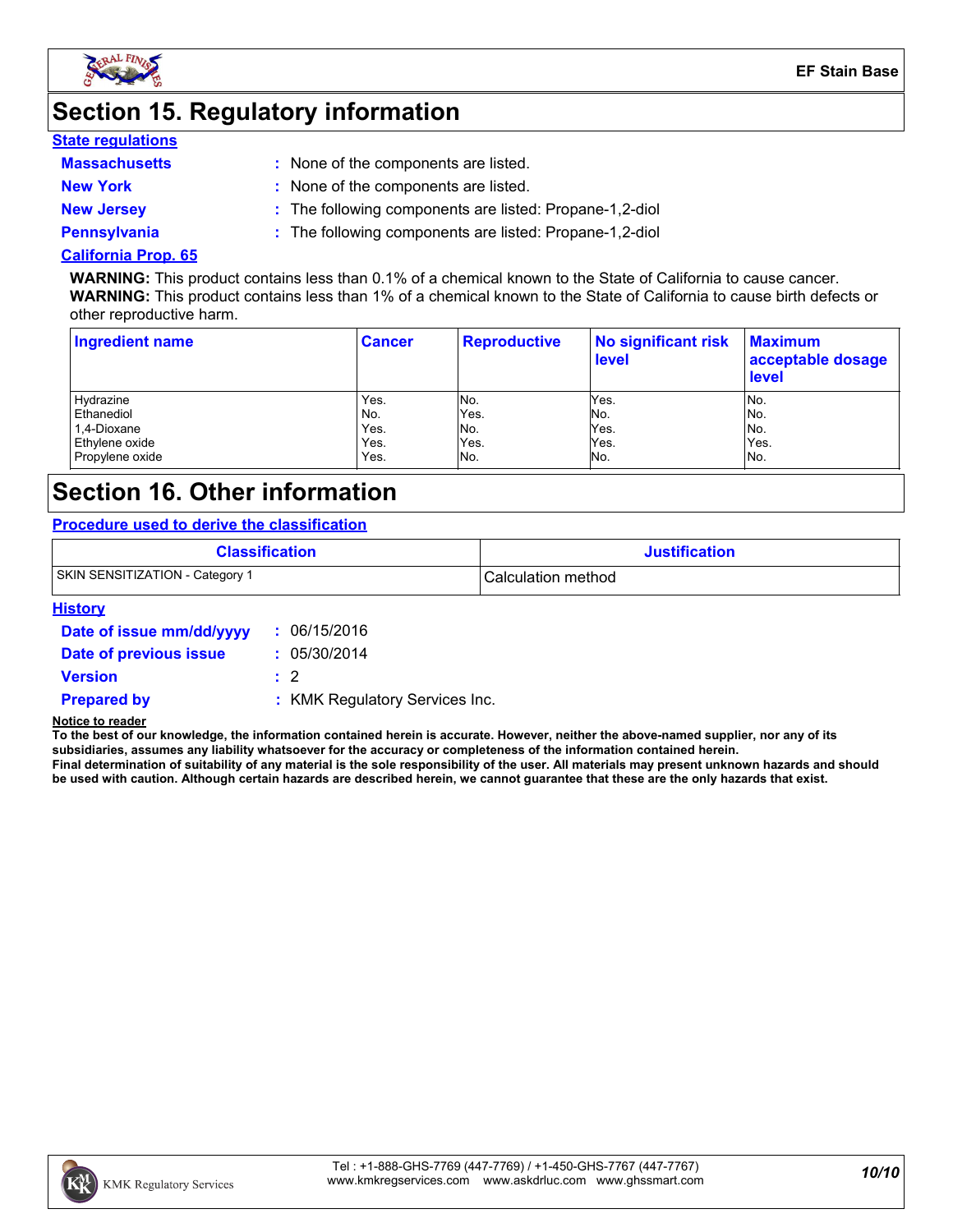# Section 15. Regulatory information

**State regulations**

**Massachusetts** : None of the components are listed.

**New York** : None of the components are listed.

**New Jersey** : The following components are listed: Propane-1,2-diol

**Pennsylvania** : The following components are listed: Propane-1,2-diol

**California Prop. 65**

**WARNING:** This product contains less than 0.1% of a chemical known to the State of California to cause cancer.
**WARNING:** This product contains less than 1% of a chemical known to the State of California to cause birth defects or other reproductive harm.

| Ingredient name | Cancer | Reproductive | No significant risk level | Maximum acceptable dosage level |
| --- | --- | --- | --- | --- |
| Hydrazine | Yes. | No. | Yes. | No. |
| Ethanediol | No. | Yes. | No. | No. |
| 1,4-Dioxane | Yes. | No. | Yes. | No. |
| Ethylene oxide | Yes. | Yes. | Yes. | Yes. |
| Propylene oxide | Yes. | No. | No. | No. |

# Section 16. Other information

**Procedure used to derive the classification**

| Classification | Justification |
| --- | --- |
| SKIN SENSITIZATION - Category 1 | Calculation method |

**History**

**Date of issue mm/dd/yyyy** : 06/15/2016

**Date of previous issue** : 05/30/2014

**Version** : 2

**Prepared by** : KMK Regulatory Services Inc.

**Notice to reader**

**To the best of our knowledge, the information contained herein is accurate. However, neither the above-named supplier, nor any of its subsidiaries, assumes any liability whatsoever for the accuracy or completeness of the information contained herein.**
**Final determination of suitability of any material is the sole responsibility of the user. All materials may present unknown hazards and should be used with caution. Although certain hazards are described herein, we cannot guarantee that these are the only hazards that exist.**